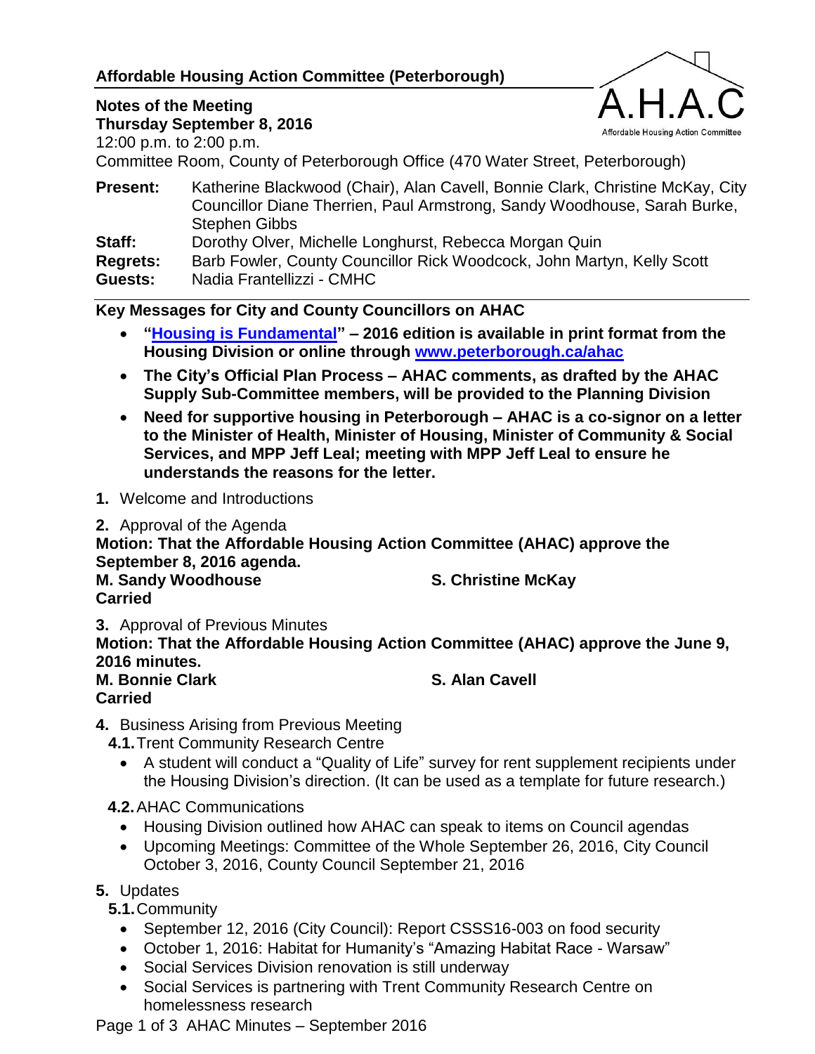# Affordable Housing Action Committee (Peterborough)

**Notes of the Meeting**
**Thursday September 8, 2016**
12:00 p.m. to 2:00 p.m.
Committee Room, County of Peterborough Office (470 Water Street, Peterborough)

**Present:** Katherine Blackwood (Chair), Alan Cavell, Bonnie Clark, Christine McKay, City Councillor Diane Therrien, Paul Armstrong, Sandy Woodhouse, Sarah Burke, Stephen Gibbs
**Staff:** Dorothy Olver, Michelle Longhurst, Rebecca Morgan Quin
**Regrets:** Barb Fowler, County Councillor Rick Woodcock, John Martyn, Kelly Scott
**Guests:** Nadia Frantellizzi - CMHC

## Key Messages for City and County Councillors on AHAC

- **"Housing is Fundamental" – 2016 edition is available in print format from the Housing Division or online through www.peterborough.ca/ahac**
- **The City's Official Plan Process – AHAC comments, as drafted by the AHAC Supply Sub-Committee members, will be provided to the Planning Division**
- **Need for supportive housing in Peterborough – AHAC is a co-signor on a letter to the Minister of Health, Minister of Housing, Minister of Community & Social Services, and MPP Jeff Leal; meeting with MPP Jeff Leal to ensure he understands the reasons for the letter.**

**1.** Welcome and Introductions

**2.** Approval of the Agenda
**Motion: That the Affordable Housing Action Committee (AHAC) approve the September 8, 2016 agenda.**
**M. Sandy Woodhouse** **S. Christine McKay**
**Carried**

**3.** Approval of Previous Minutes
**Motion: That the Affordable Housing Action Committee (AHAC) approve the June 9, 2016 minutes.**
**M. Bonnie Clark** **S. Alan Cavell**
**Carried**

**4.** Business Arising from Previous Meeting

**4.1.** Trent Community Research Centre
- A student will conduct a "Quality of Life" survey for rent supplement recipients under the Housing Division's direction. (It can be used as a template for future research.)

**4.2.** AHAC Communications
- Housing Division outlined how AHAC can speak to items on Council agendas
- Upcoming Meetings: Committee of the Whole September 26, 2016, City Council October 3, 2016, County Council September 21, 2016

**5.** Updates

**5.1.** Community
- September 12, 2016 (City Council): Report CSSS16-003 on food security
- October 1, 2016: Habitat for Humanity's "Amazing Habitat Race - Warsaw"
- Social Services Division renovation is still underway
- Social Services is partnering with Trent Community Research Centre on homelessness research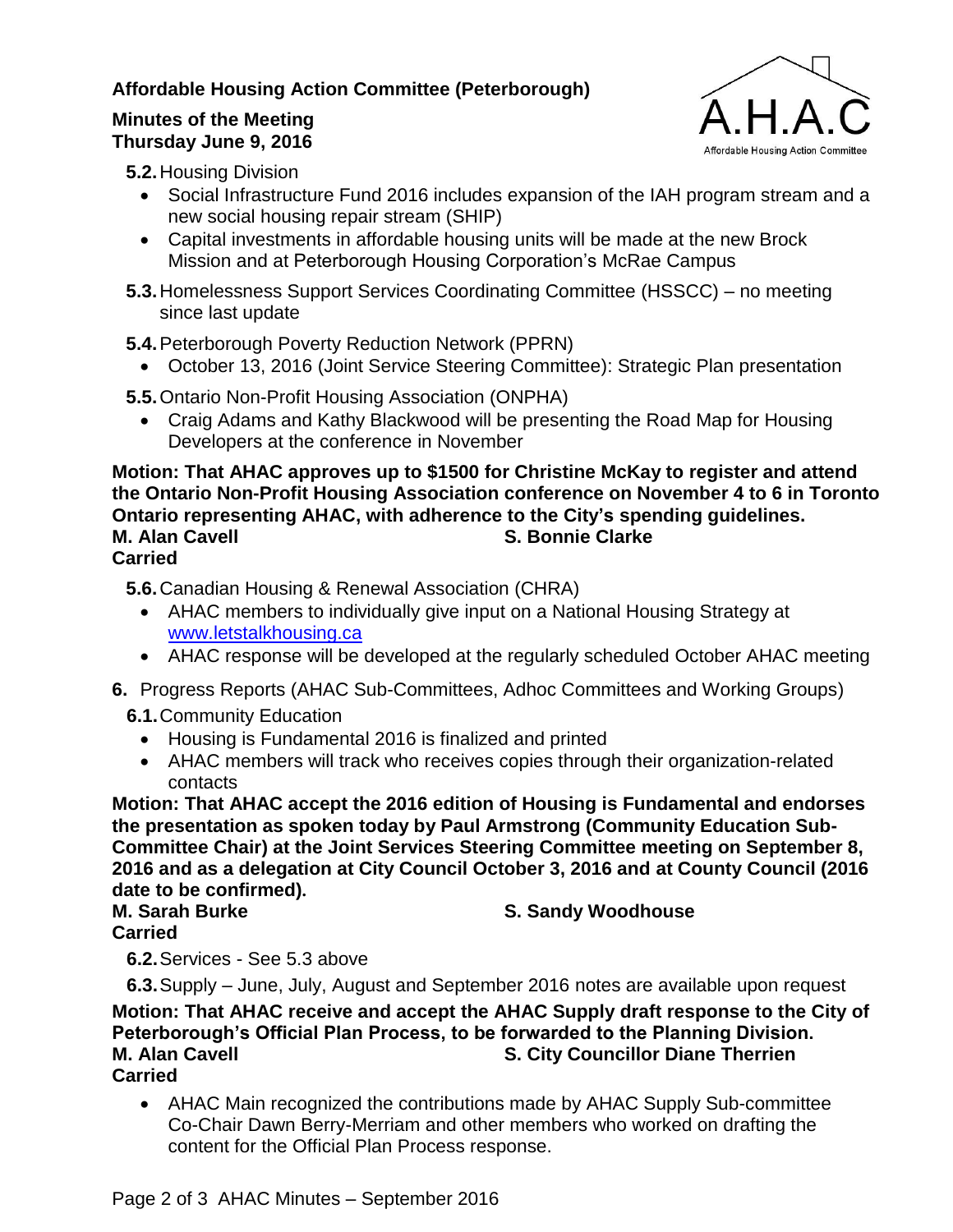**Affordable Housing Action Committee (Peterborough)**

**Minutes of the Meeting**
**Thursday June 9, 2016**

**5.2.** Housing Division

- Social Infrastructure Fund 2016 includes expansion of the IAH program stream and a new social housing repair stream (SHIP)
- Capital investments in affordable housing units will be made at the new Brock Mission and at Peterborough Housing Corporation's McRae Campus

**5.3.** Homelessness Support Services Coordinating Committee (HSSCC) – no meeting since last update

**5.4.** Peterborough Poverty Reduction Network (PPRN)

- October 13, 2016 (Joint Service Steering Committee): Strategic Plan presentation

**5.5.** Ontario Non-Profit Housing Association (ONPHA)

- Craig Adams and Kathy Blackwood will be presenting the Road Map for Housing Developers at the conference in November

**Motion: That AHAC approves up to $1500 for Christine McKay to register and attend the Ontario Non-Profit Housing Association conference on November 4 to 6 in Toronto Ontario representing AHAC, with adherence to the City's spending guidelines.**
**M. Alan Cavell** **S. Bonnie Clarke**
**Carried**

**5.6.** Canadian Housing & Renewal Association (CHRA)

- AHAC members to individually give input on a National Housing Strategy at www.letstalkhousing.ca
- AHAC response will be developed at the regularly scheduled October AHAC meeting

**6.** Progress Reports (AHAC Sub-Committees, Adhoc Committees and Working Groups)

**6.1.** Community Education

- Housing is Fundamental 2016 is finalized and printed
- AHAC members will track who receives copies through their organization-related contacts

**Motion: That AHAC accept the 2016 edition of Housing is Fundamental and endorses the presentation as spoken today by Paul Armstrong (Community Education Sub-Committee Chair) at the Joint Services Steering Committee meeting on September 8, 2016 and as a delegation at City Council October 3, 2016 and at County Council (2016 date to be confirmed).**
**M. Sarah Burke** **S. Sandy Woodhouse**
**Carried**

**6.2.** Services - See 5.3 above

**6.3.** Supply – June, July, August and September 2016 notes are available upon request

**Motion: That AHAC receive and accept the AHAC Supply draft response to the City of Peterborough's Official Plan Process, to be forwarded to the Planning Division.**
**M. Alan Cavell** **S. City Councillor Diane Therrien**
**Carried**

- AHAC Main recognized the contributions made by AHAC Supply Sub-committee Co-Chair Dawn Berry-Merriam and other members who worked on drafting the content for the Official Plan Process response.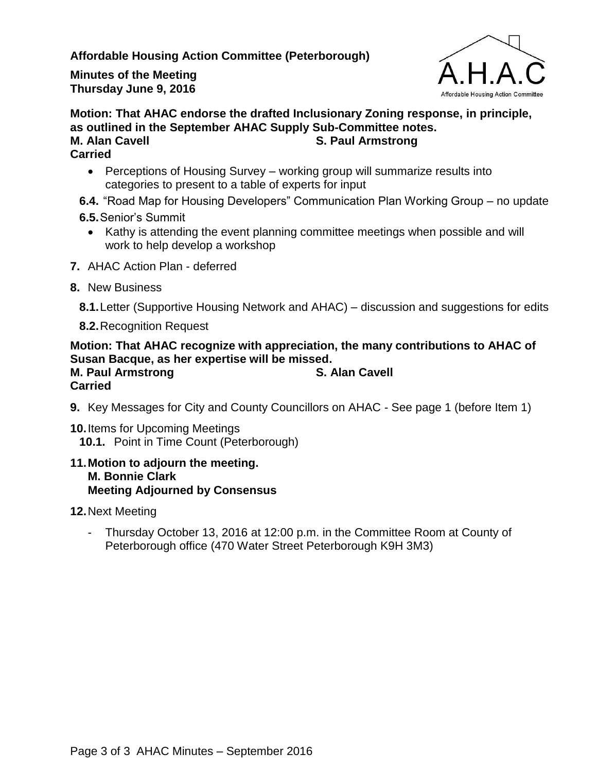**Affordable Housing Action Committee (Peterborough)**

**Minutes of the Meeting**
**Thursday June 9, 2016**

**Motion: That AHAC endorse the drafted Inclusionary Zoning response, in principle, as outlined in the September AHAC Supply Sub-Committee notes.**
**M. Alan Cavell** **S. Paul Armstrong**
**Carried**

- Perceptions of Housing Survey – working group will summarize results into categories to present to a table of experts for input

**6.4.** "Road Map for Housing Developers" Communication Plan Working Group – no update

**6.5.** Senior's Summit

- Kathy is attending the event planning committee meetings when possible and will work to help develop a workshop

**7.** AHAC Action Plan - deferred

**8.** New Business

**8.1.** Letter (Supportive Housing Network and AHAC) – discussion and suggestions for edits

**8.2.** Recognition Request

**Motion: That AHAC recognize with appreciation, the many contributions to AHAC of Susan Bacque, as her expertise will be missed.**
**M. Paul Armstrong** **S. Alan Cavell**
**Carried**

**9.** Key Messages for City and County Councillors on AHAC - See page 1 (before Item 1)

**10.** Items for Upcoming Meetings

**10.1.** Point in Time Count (Peterborough)

**11. Motion to adjourn the meeting.**
**M. Bonnie Clark**
**Meeting Adjourned by Consensus**

**12.** Next Meeting

- Thursday October 13, 2016 at 12:00 p.m. in the Committee Room at County of Peterborough office (470 Water Street Peterborough K9H 3M3)